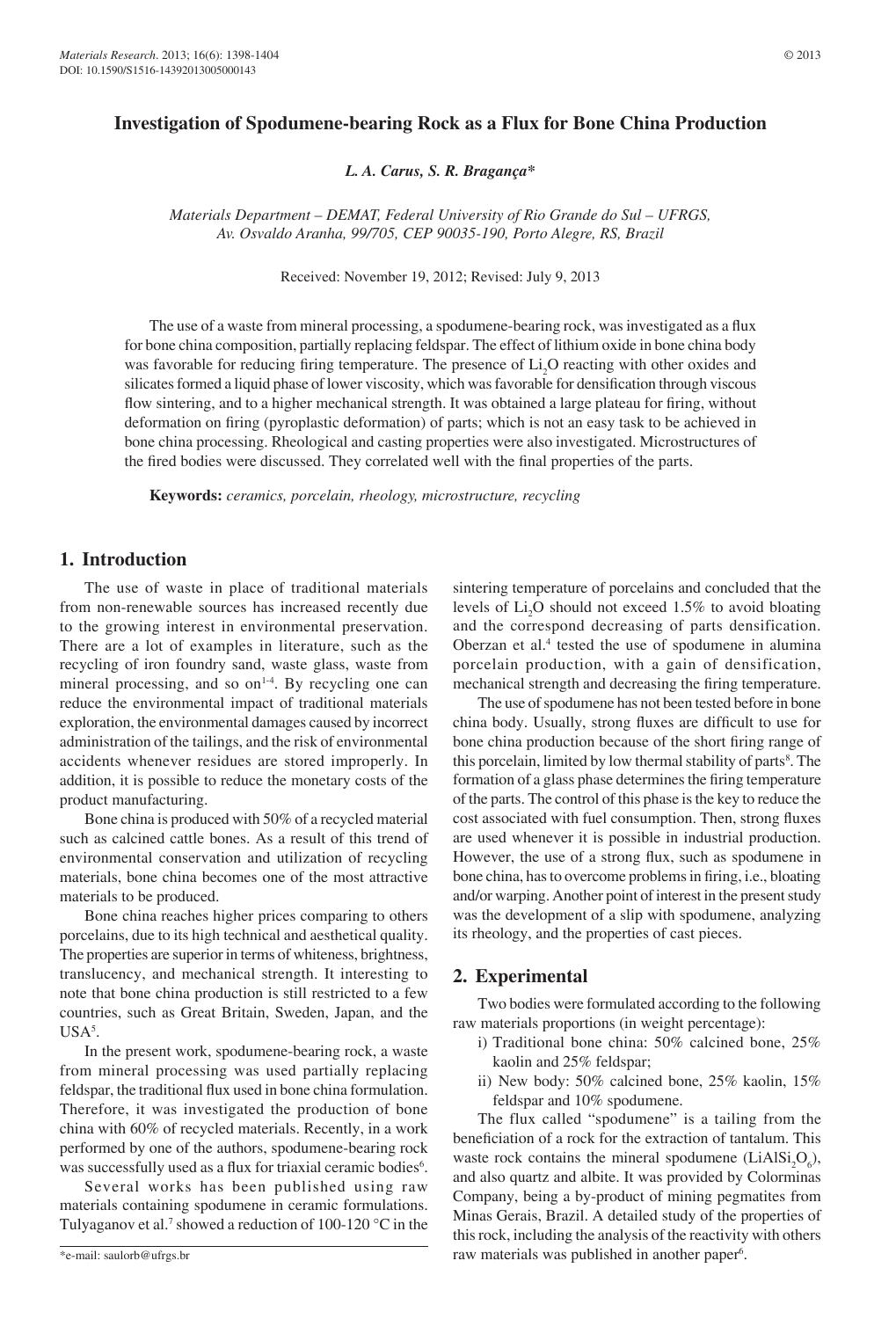# Investigation of Spodumene-bearing Rock as a Flux for Bone China Production

*L. A. Carus, S. R. Bragança**

*Materials Department – DEMAT, Federal University of Rio Grande do Sul – UFRGS, Av. Osvaldo Aranha, 99/705, CEP 90035-190, Porto Alegre, RS, Brazil*

Received: November 19, 2012; Revised: July 9, 2013

The use of a waste from mineral processing, a spodumene-bearing rock, was investigated as a flux for bone china composition, partially replacing feldspar. The effect of lithium oxide in bone china body was favorable for reducing firing temperature. The presence of $Li_2O$ reacting with other oxides and silicates formed a liquid phase of lower viscosity, which was favorable for densification through viscous flow sintering, and to a higher mechanical strength. It was obtained a large plateau for firing, without deformation on firing (pyroplastic deformation) of parts; which is not an easy task to be achieved in bone china processing. Rheological and casting properties were also investigated. Microstructures of the fired bodies were discussed. They correlated well with the final properties of the parts.

**Keywords:** *ceramics, porcelain, rheology, microstructure, recycling*

## 1. Introduction

The use of waste in place of traditional materials from non-renewable sources has increased recently due to the growing interest in environmental preservation. There are a lot of examples in literature, such as the recycling of iron foundry sand, waste glass, waste from mineral processing, and so on[1-4]. By recycling one can reduce the environmental impact of traditional materials exploration, the environmental damages caused by incorrect administration of the tailings, and the risk of environmental accidents whenever residues are stored improperly. In addition, it is possible to reduce the monetary costs of the product manufacturing.

Bone china is produced with 50% of a recycled material such as calcined cattle bones. As a result of this trend of environmental conservation and utilization of recycling materials, bone china becomes one of the most attractive materials to be produced.

Bone china reaches higher prices comparing to others porcelains, due to its high technical and aesthetical quality. The properties are superior in terms of whiteness, brightness, translucency, and mechanical strength. It interesting to note that bone china production is still restricted to a few countries, such as Great Britain, Sweden, Japan, and the USA[5].

In the present work, spodumene-bearing rock, a waste from mineral processing was used partially replacing feldspar, the traditional flux used in bone china formulation. Therefore, it was investigated the production of bone china with 60% of recycled materials. Recently, in a work performed by one of the authors, spodumene-bearing rock was successfully used as a flux for triaxial ceramic bodies[6].

Several works has been published using raw materials containing spodumene in ceramic formulations. Tulyaganov et al.[7] showed a reduction of 100-120 °C in the sintering temperature of porcelains and concluded that the levels of $Li_2O$ should not exceed 1.5% to avoid bloating and the correspond decreasing of parts densification. Oberzan et al.[4] tested the use of spodumene in alumina porcelain production, with a gain of densification, mechanical strength and decreasing the firing temperature.

The use of spodumene has not been tested before in bone china body. Usually, strong fluxes are difficult to use for bone china production because of the short firing range of this porcelain, limited by low thermal stability of parts[8]. The formation of a glass phase determines the firing temperature of the parts. The control of this phase is the key to reduce the cost associated with fuel consumption. Then, strong fluxes are used whenever it is possible in industrial production. However, the use of a strong flux, such as spodumene in bone china, has to overcome problems in firing, i.e., bloating and/or warping. Another point of interest in the present study was the development of a slip with spodumene, analyzing its rheology, and the properties of cast pieces.

## 2. Experimental

Two bodies were formulated according to the following raw materials proportions (in weight percentage):

i) Traditional bone china: 50% calcined bone, 25% kaolin and 25% feldspar;

ii) New body: 50% calcined bone, 25% kaolin, 15% feldspar and 10% spodumene.

The flux called "spodumene" is a tailing from the beneficiation of a rock for the extraction of tantalum. This waste rock contains the mineral spodumene ($LiAlSi_2O_6$), and also quartz and albite. It was provided by Colorminas Company, being a by-product of mining pegmatites from Minas Gerais, Brazil. A detailed study of the properties of this rock, including the analysis of the reactivity with others raw materials was published in another paper[6].

*e-mail: saulorb@ufrgs.br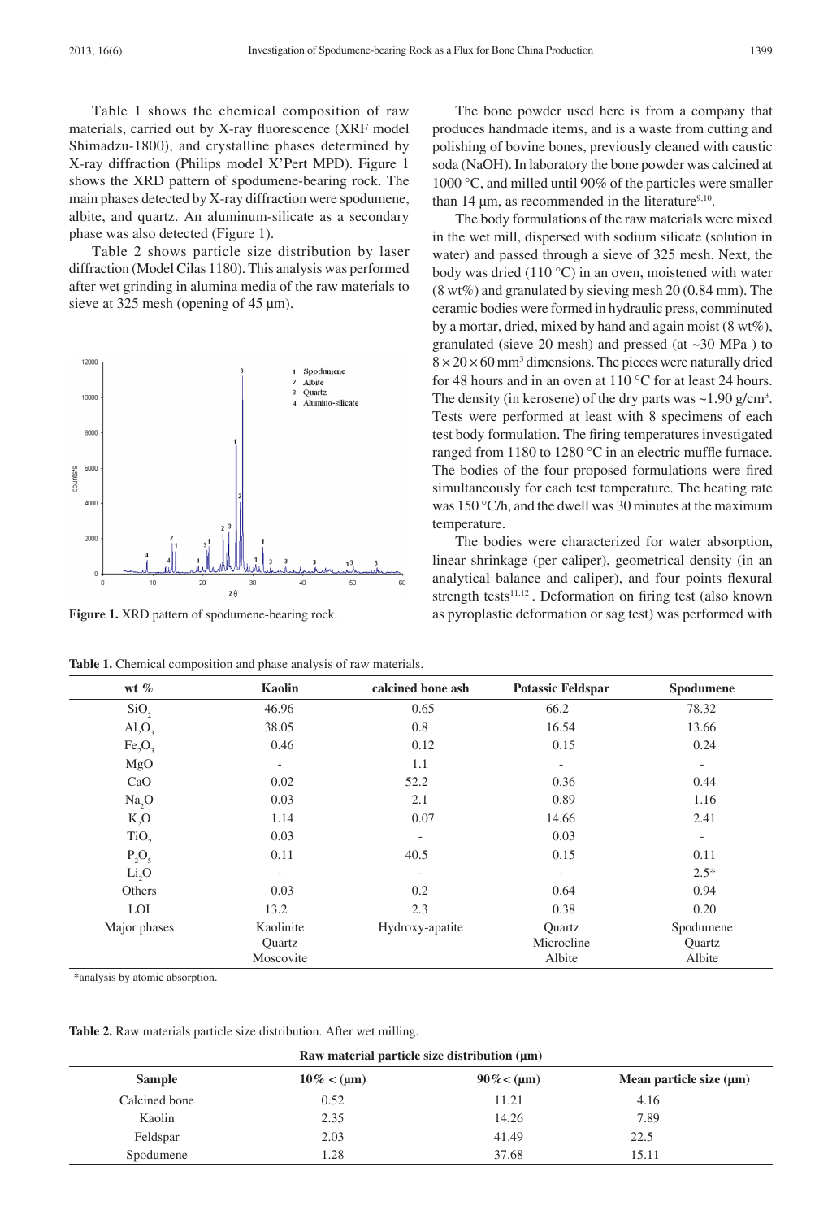Table 1 shows the chemical composition of raw materials, carried out by X-ray fluorescence (XRF model Shimadzu-1800), and crystalline phases determined by X-ray diffraction (Philips model X'Pert MPD). Figure 1 shows the XRD pattern of spodumene-bearing rock. The main phases detected by X-ray diffraction were spodumene, albite, and quartz. An aluminum-silicate as a secondary phase was also detected (Figure 1).

Table 2 shows particle size distribution by laser diffraction (Model Cilas 1180). This analysis was performed after wet grinding in alumina media of the raw materials to sieve at 325 mesh (opening of 45 µm).

**Figure 1.** XRD pattern of spodumene-bearing rock.

The bone powder used here is from a company that produces handmade items, and is a waste from cutting and polishing of bovine bones, previously cleaned with caustic soda (NaOH). In laboratory the bone powder was calcined at 1000 °C, and milled until 90% of the particles were smaller than 14 µm, as recommended in the literature[9,10].

The body formulations of the raw materials were mixed in the wet mill, dispersed with sodium silicate (solution in water) and passed through a sieve of 325 mesh. Next, the body was dried (110 °C) in an oven, moistened with water (8 wt%) and granulated by sieving mesh 20 (0.84 mm). The ceramic bodies were formed in hydraulic press, comminuted by a mortar, dried, mixed by hand and again moist (8 wt%), granulated (sieve 20 mesh) and pressed (at ~30 MPa ) to $8 \times 20 \times 60$ mm$^3$ dimensions. The pieces were naturally dried for 48 hours and in an oven at 110 °C for at least 24 hours. The density (in kerosene) of the dry parts was ~1.90 g/cm$^3$. Tests were performed at least with 8 specimens of each test body formulation. The firing temperatures investigated ranged from 1180 to 1280 °C in an electric muffle furnace. The bodies of the four proposed formulations were fired simultaneously for each test temperature. The heating rate was 150 °C/h, and the dwell was 30 minutes at the maximum temperature.

The bodies were characterized for water absorption, linear shrinkage (per caliper), geometrical density (in an analytical balance and caliper), and four points flexural strength tests[11,12]. Deformation on firing test (also known as pyroplastic deformation or sag test) was performed with

**Table 1.** Chemical composition and phase analysis of raw materials.

| wt % | Kaolin | calcined bone ash | Potassic Feldspar | Spodumene |
|---|---|---|---|---|
| $SiO_2$ | 46.96 | 0.65 | 66.2 | 78.32 |
| $Al_2O_3$ | 38.05 | 0.8 | 16.54 | 13.66 |
| $Fe_2O_3$ | 0.46 | 0.12 | 0.15 | 0.24 |
| MgO | - | 1.1 | - | - |
| CaO | 0.02 | 52.2 | 0.36 | 0.44 |
| $Na_2O$ | 0.03 | 2.1 | 0.89 | 1.16 |
| $K_2O$ | 1.14 | 0.07 | 14.66 | 2.41 |
| $TiO_2$ | 0.03 | - | 0.03 | - |
| $P_2O_5$ | 0.11 | 40.5 | 0.15 | 0.11 |
| $Li_2O$ | - | - | - | 2.5* |
| Others | 0.03 | 0.2 | 0.64 | 0.94 |
| LOI | 13.2 | 2.3 | 0.38 | 0.20 |
| Major phases | Kaolinite<br>Quartz<br>Moscovite | Hydroxy-apatite | Quartz<br>Microcline<br>Albite | Spodumene<br>Quartz<br>Albite |

*analysis by atomic absorption.

**Table 2.** Raw materials particle size distribution. After wet milling.

| Raw material particle size distribution (µm) | | | |
|---|---|---|---|
| **Sample** | **10% < (µm)** | **90%< (µm)** | **Mean particle size (µm)** |
| Calcined bone | 0.52 | 11.21 | 4.16 |
| Kaolin | 2.35 | 14.26 | 7.89 |
| Feldspar | 2.03 | 41.49 | 22.5 |
| Spodumene | 1.28 | 37.68 | 15.11 |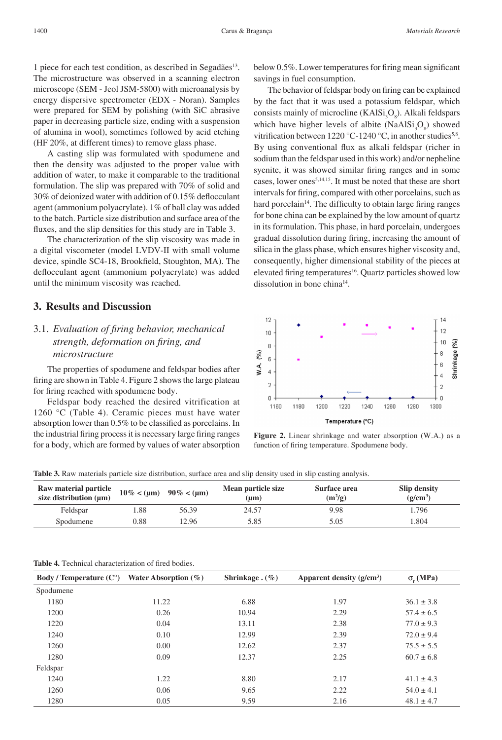1 piece for each test condition, as described in Segadães[13]. The microstructure was observed in a scanning electron microscope (SEM - Jeol JSM-5800) with microanalysis by energy dispersive spectrometer (EDX - Noran). Samples were prepared for SEM by polishing (with SiC abrasive paper in decreasing particle size, ending with a suspension of alumina in wool), sometimes followed by acid etching (HF 20%, at different times) to remove glass phase.

A casting slip was formulated with spodumene and then the density was adjusted to the proper value with addition of water, to make it comparable to the traditional formulation. The slip was prepared with 70% of solid and 30% of deionized water with addition of 0.15% deflocculant agent (ammonium polyacrylate). 1% of ball clay was added to the batch. Particle size distribution and surface area of the fluxes, and the slip densities for this study are in Table 3.

The characterization of the slip viscosity was made in a digital viscometer (model LVDV-II with small volume device, spindle SC4-18, Brookfield, Stoughton, MA). The deflocculant agent (ammonium polyacrylate) was added until the minimum viscosity was reached.

## 3. Results and Discussion

### 3.1. *Evaluation of firing behavior, mechanical strength, deformation on firing, and microstructure*

The properties of spodumene and feldspar bodies after firing are shown in Table 4. Figure 2 shows the large plateau for firing reached with spodumene body.

Feldspar body reached the desired vitrification at 1260 °C (Table 4). Ceramic pieces must have water absorption lower than 0.5% to be classified as porcelains. In the industrial firing process it is necessary large firing ranges for a body, which are formed by values of water absorption below 0.5%. Lower temperatures for firing mean significant savings in fuel consumption.

The behavior of feldspar body on firing can be explained by the fact that it was used a potassium feldspar, which consists mainly of microcline ($KAlSi_3O_8$). Alkali feldspars which have higher levels of albite ($NaAlSi_3O_8$) showed vitrification between 1220 °C-1240 °C, in another studies[5,8]. By using conventional flux as alkali feldspar (richer in sodium than the feldspar used in this work) and/or nepheline syenite, it was showed similar firing ranges and in some cases, lower ones[5,14,15]. It must be noted that these are short intervals for firing, compared with other porcelains, such as hard porcelain[14]. The difficulty to obtain large firing ranges for bone china can be explained by the low amount of quartz in its formulation. This phase, in hard porcelain, undergoes gradual dissolution during firing, increasing the amount of silica in the glass phase, which ensures higher viscosity and, consequently, higher dimensional stability of the pieces at elevated firing temperatures[16]. Quartz particles showed low dissolution in bone china[14].

**Figure 2.** Linear shrinkage and water absorption (W.A.) as a function of firing temperature. Spodumene body.

**Table 3.** Raw materials particle size distribution, surface area and slip density used in slip casting analysis.

| Raw material particle size distribution (μm) | 10% < (μm) | 90% < (μm) | Mean particle size (μm) | Surface area (m²/g) | Slip density (g/cm³) |
|---|---|---|---|---|---|
| Feldspar | 1.88 | 56.39 | 24.57 | 9.98 | 1.796 |
| Spodumene | 0.88 | 12.96 | 5.85 | 5.05 | 1.804 |

**Table 4.** Technical characterization of fired bodies.

| Body / Temperature (C°) | Water Absorption (%) | Shrinkage . (%) | Apparent density (g/cm³) | $\sigma_f$ (MPa) |
|---|---|---|---|---|
| Spodumene | | | | |
| 1180 | 11.22 | 6.88 | 1.97 | 36.1 ± 3.8 |
| 1200 | 0.26 | 10.94 | 2.29 | 57.4 ± 6.5 |
| 1220 | 0.04 | 13.11 | 2.38 | 77.0 ± 9.3 |
| 1240 | 0.10 | 12.99 | 2.39 | 72.0 ± 9.4 |
| 1260 | 0.00 | 12.62 | 2.37 | 75.5 ± 5.5 |
| 1280 | 0.09 | 12.37 | 2.25 | 60.7 ± 6.8 |
| Feldspar | | | | |
| 1240 | 1.22 | 8.80 | 2.17 | 41.1 ± 4.3 |
| 1260 | 0.06 | 9.65 | 2.22 | 54.0 ± 4.1 |
| 1280 | 0.05 | 9.59 | 2.16 | 48.1 ± 4.7 |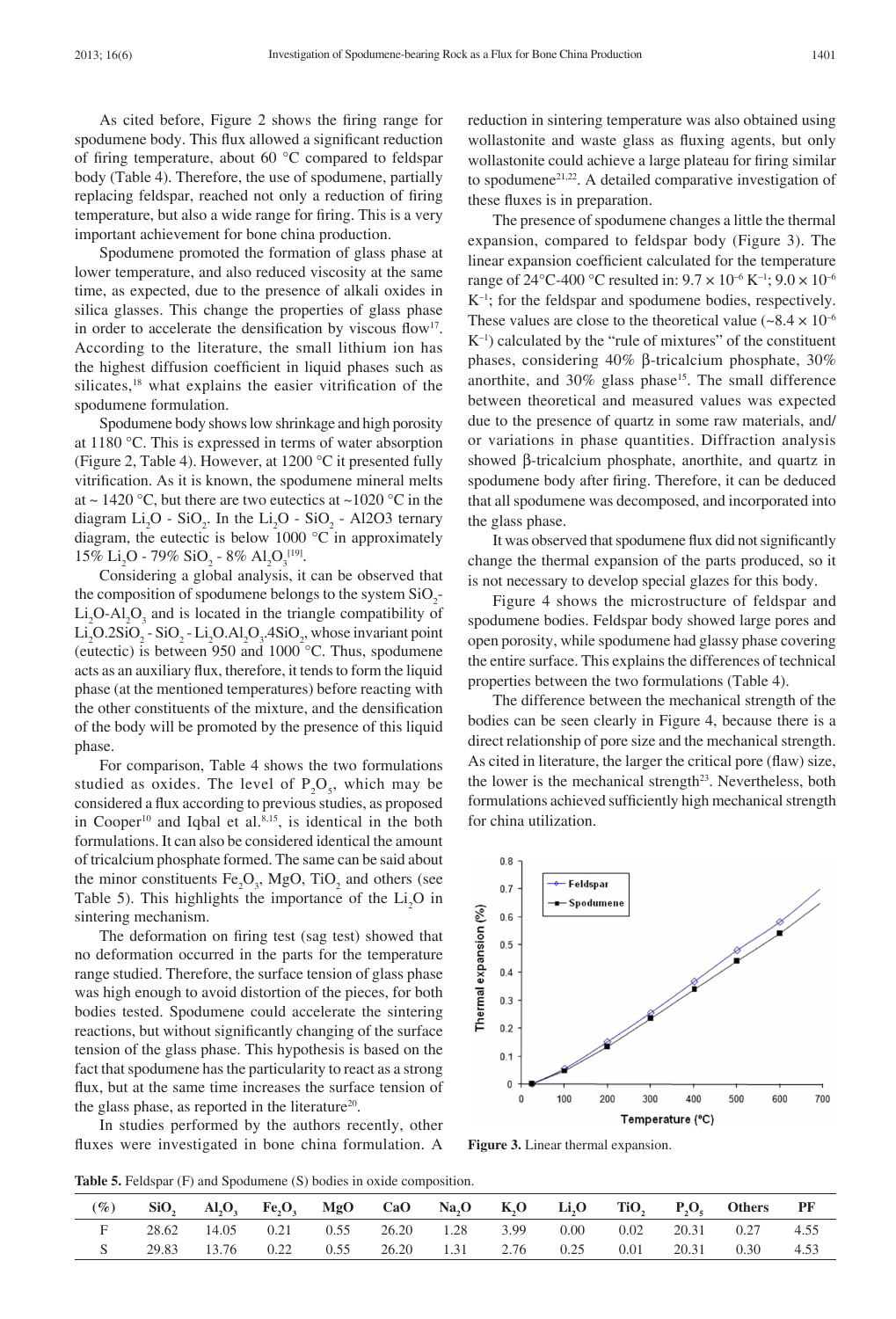As cited before, Figure 2 shows the firing range for spodumene body. This flux allowed a significant reduction of firing temperature, about 60 °C compared to feldspar body (Table 4). Therefore, the use of spodumene, partially replacing feldspar, reached not only a reduction of firing temperature, but also a wide range for firing. This is a very important achievement for bone china production.

Spodumene promoted the formation of glass phase at lower temperature, and also reduced viscosity at the same time, as expected, due to the presence of alkali oxides in silica glasses. This change the properties of glass phase in order to accelerate the densification by viscous flow[17]. According to the literature, the small lithium ion has the highest diffusion coefficient in liquid phases such as silicates,[18] what explains the easier vitrification of the spodumene formulation.

Spodumene body shows low shrinkage and high porosity at 1180 °C. This is expressed in terms of water absorption (Figure 2, Table 4). However, at 1200 °C it presented fully vitrification. As it is known, the spodumene mineral melts at ~ 1420 °C, but there are two eutectics at ~1020 °C in the diagram $Li_2O$ - $SiO_2$. In the $Li_2O$ - $SiO_2$ - Al2O3 ternary diagram, the eutectic is below 1000 °C in approximately 15% $Li_2O$ - 79% $SiO_2$ - 8% $Al_2O_3$[19].

Considering a global analysis, it can be observed that the composition of spodumene belongs to the system $SiO_2$-$Li_2O$-$Al_2O_3$ and is located in the triangle compatibility of $Li_2O.2SiO_2$ - $SiO_2$ - $Li_2O.Al_2O_3.4SiO_2$, whose invariant point (eutectic) is between 950 and 1000 °C. Thus, spodumene acts as an auxiliary flux, therefore, it tends to form the liquid phase (at the mentioned temperatures) before reacting with the other constituents of the mixture, and the densification of the body will be promoted by the presence of this liquid phase.

For comparison, Table 4 shows the two formulations studied as oxides. The level of $P_2O_5$, which may be considered a flux according to previous studies, as proposed in Cooper[10] and Iqbal et al.[8,15], is identical in the both formulations. It can also be considered identical the amount of tricalcium phosphate formed. The same can be said about the minor constituents $Fe_2O_3$, MgO, $TiO_2$ and others (see Table 5). This highlights the importance of the $Li_2O$ in sintering mechanism.

The deformation on firing test (sag test) showed that no deformation occurred in the parts for the temperature range studied. Therefore, the surface tension of glass phase was high enough to avoid distortion of the pieces, for both bodies tested. Spodumene could accelerate the sintering reactions, but without significantly changing of the surface tension of the glass phase. This hypothesis is based on the fact that spodumene has the particularity to react as a strong flux, but at the same time increases the surface tension of the glass phase, as reported in the literature[20].

In studies performed by the authors recently, other fluxes were investigated in bone china formulation. A reduction in sintering temperature was also obtained using wollastonite and waste glass as fluxing agents, but only wollastonite could achieve a large plateau for firing similar to spodumene[21,22]. A detailed comparative investigation of these fluxes is in preparation.

The presence of spodumene changes a little the thermal expansion, compared to feldspar body (Figure 3). The linear expansion coefficient calculated for the temperature range of 24°C-400 °C resulted in: $9.7 \times 10^{-6}$ $K^{-1}$; $9.0 \times 10^{-6}$ $K^{-1}$; for the feldspar and spodumene bodies, respectively. These values are close to the theoretical value (~$8.4 \times 10^{-6}$ $K^{-1}$) calculated by the "rule of mixtures" of the constituent phases, considering 40% β-tricalcium phosphate, 30% anorthite, and 30% glass phase[15]. The small difference between theoretical and measured values was expected due to the presence of quartz in some raw materials, and/or variations in phase quantities. Diffraction analysis showed β-tricalcium phosphate, anorthite, and quartz in spodumene body after firing. Therefore, it can be deduced that all spodumene was decomposed, and incorporated into the glass phase.

It was observed that spodumene flux did not significantly change the thermal expansion of the parts produced, so it is not necessary to develop special glazes for this body.

Figure 4 shows the microstructure of feldspar and spodumene bodies. Feldspar body showed large pores and open porosity, while spodumene had glassy phase covering the entire surface. This explains the differences of technical properties between the two formulations (Table 4).

The difference between the mechanical strength of the bodies can be seen clearly in Figure 4, because there is a direct relationship of pore size and the mechanical strength. As cited in literature, the larger the critical pore (flaw) size, the lower is the mechanical strength[23]. Nevertheless, both formulations achieved sufficiently high mechanical strength for china utilization.

**Figure 3.** Linear thermal expansion.

**Table 5.** Feldspar (F) and Spodumene (S) bodies in oxide composition.

| (%) | $SiO_2$ | $Al_2O_3$ | $Fe_2O_3$ | MgO | CaO | $Na_2O$ | $K_2O$ | $Li_2O$ | $TiO_2$ | $P_2O_5$ | Others | PF |
|---|---|---|---|---|---|---|---|---|---|---|---|---|
| F | 28.62 | 14.05 | 0.21 | 0.55 | 26.20 | 1.28 | 3.99 | 0.00 | 0.02 | 20.31 | 0.27 | 4.55 |
| S | 29.83 | 13.76 | 0.22 | 0.55 | 26.20 | 1.31 | 2.76 | 0.25 | 0.01 | 20.31 | 0.30 | 4.53 |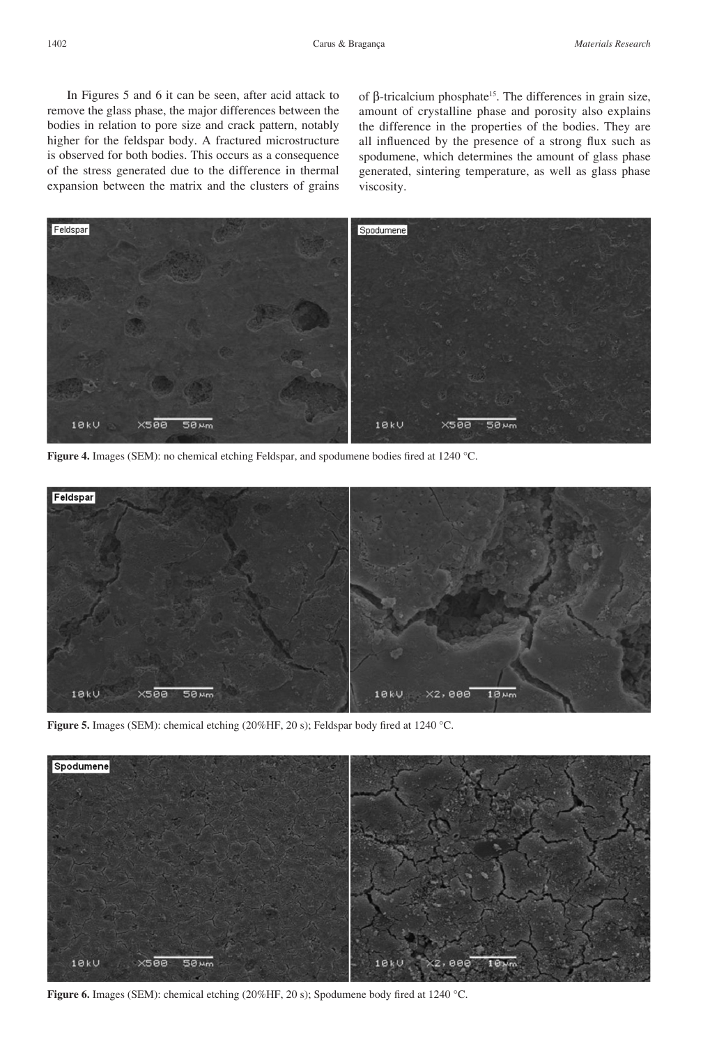In Figures 5 and 6 it can be seen, after acid attack to remove the glass phase, the major differences between the bodies in relation to pore size and crack pattern, notably higher for the feldspar body. A fractured microstructure is observed for both bodies. This occurs as a consequence of the stress generated due to the difference in thermal expansion between the matrix and the clusters of grains of β-tricalcium phosphate[15]. The differences in grain size, amount of crystalline phase and porosity also explains the difference in the properties of the bodies. They are all influenced by the presence of a strong flux such as spodumene, which determines the amount of glass phase generated, sintering temperature, as well as glass phase viscosity.

**Figure 4.** Images (SEM): no chemical etching Feldspar, and spodumene bodies fired at 1240 °C.

**Figure 5.** Images (SEM): chemical etching (20%HF, 20 s); Feldspar body fired at 1240 °C.

**Figure 6.** Images (SEM): chemical etching (20%HF, 20 s); Spodumene body fired at 1240 °C.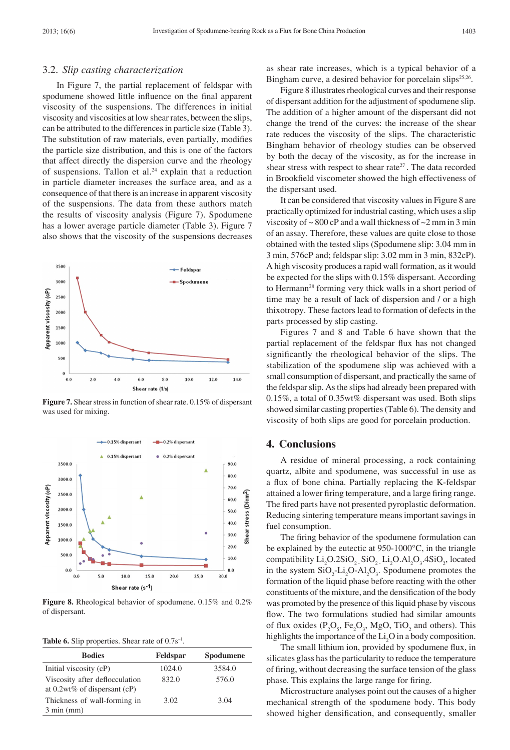### 3.2. *Slip casting characterization*

In Figure 7, the partial replacement of feldspar with spodumene showed little influence on the final apparent viscosity of the suspensions. The differences in initial viscosity and viscosities at low shear rates, between the slips, can be attributed to the differences in particle size (Table 3). The substitution of raw materials, even partially, modifies the particle size distribution, and this is one of the factors that affect directly the dispersion curve and the rheology of suspensions. Tallon et al.[24] explain that a reduction in particle diameter increases the surface area, and as a consequence of that there is an increase in apparent viscosity of the suspensions. The data from these authors match the results of viscosity analysis (Figure 7). Spodumene has a lower average particle diameter (Table 3). Figure 7 also shows that the viscosity of the suspensions decreases as shear rate increases, which is a typical behavior of a Bingham curve, a desired behavior for porcelain slips[25,26].

**Figure 7.** Shear stress in function of shear rate. 0.15% of dispersant was used for mixing.

**Figure 8.** Rheological behavior of spodumene. 0.15% and 0.2% of dispersant.

**Table 6.** Slip properties. Shear rate of 0.7s$^{-1}$.

| Bodies | Feldspar | Spodumene |
|---|---|---|
| Initial viscosity (cP) | 1024.0 | 3584.0 |
| Viscosity after deflocculation at 0.2wt% of dispersant (cP) | 832.0 | 576.0 |
| Thickness of wall-forming in 3 min (mm) | 3.02 | 3.04 |

Figure 8 illustrates rheological curves and their response of dispersant addition for the adjustment of spodumene slip. The addition of a higher amount of the dispersant did not change the trend of the curves: the increase of the shear rate reduces the viscosity of the slips. The characteristic Bingham behavior of rheology studies can be observed by both the decay of the viscosity, as for the increase in shear stress with respect to shear rate[27]. The data recorded in Brookfield viscometer showed the high effectiveness of the dispersant used.

It can be considered that viscosity values in Figure 8 are practically optimized for industrial casting, which uses a slip viscosity of ~ 800 cP and a wall thickness of ~2 mm in 3 min of an assay. Therefore, these values are quite close to those obtained with the tested slips (Spodumene slip: 3.04 mm in 3 min, 576cP and; feldspar slip: 3.02 mm in 3 min, 832cP). A high viscosity produces a rapid wall formation, as it would be expected for the slips with 0.15% dispersant. According to Hermann[28] forming very thick walls in a short period of time may be a result of lack of dispersion and / or a high thixotropy. These factors lead to formation of defects in the parts processed by slip casting.

Figures 7 and 8 and Table 6 have shown that the partial replacement of the feldspar flux has not changed significantly the rheological behavior of the slips. The stabilization of the spodumene slip was achieved with a small consumption of dispersant, and practically the same of the feldspar slip. As the slips had already been prepared with 0.15%, a total of 0.35wt% dispersant was used. Both slips showed similar casting properties (Table 6). The density and viscosity of both slips are good for porcelain production.

## 4. Conclusions

A residue of mineral processing, a rock containing quartz, albite and spodumene, was successful in use as a flux of bone china. Partially replacing the K-feldspar attained a lower firing temperature, and a large firing range. The fired parts have not presented pyroplastic deformation. Reducing sintering temperature means important savings in fuel consumption.

The firing behavior of the spodumene formulation can be explained by the eutectic at 950-1000°C, in the triangle compatibility $Li_2O.2SiO_2$, $SiO_2$, $Li_2O.Al_2O_3.4SiO_2$, located in the system $SiO_2$-$Li_2O$-$Al_2O_3$. Spodumene promotes the formation of the liquid phase before reacting with the other constituents of the mixture, and the densification of the body was promoted by the presence of this liquid phase by viscous flow. The two formulations studied had similar amounts of flux oxides ($P_2O_5$, $Fe_2O_3$, MgO, $TiO_2$ and others). This highlights the importance of the $Li_2O$ in a body composition.

The small lithium ion, provided by spodumene flux, in silicates glass has the particularity to reduce the temperature of firing, without decreasing the surface tension of the glass phase. This explains the large range for firing.

Microstructure analyses point out the causes of a higher mechanical strength of the spodumene body. This body showed higher densification, and consequently, smaller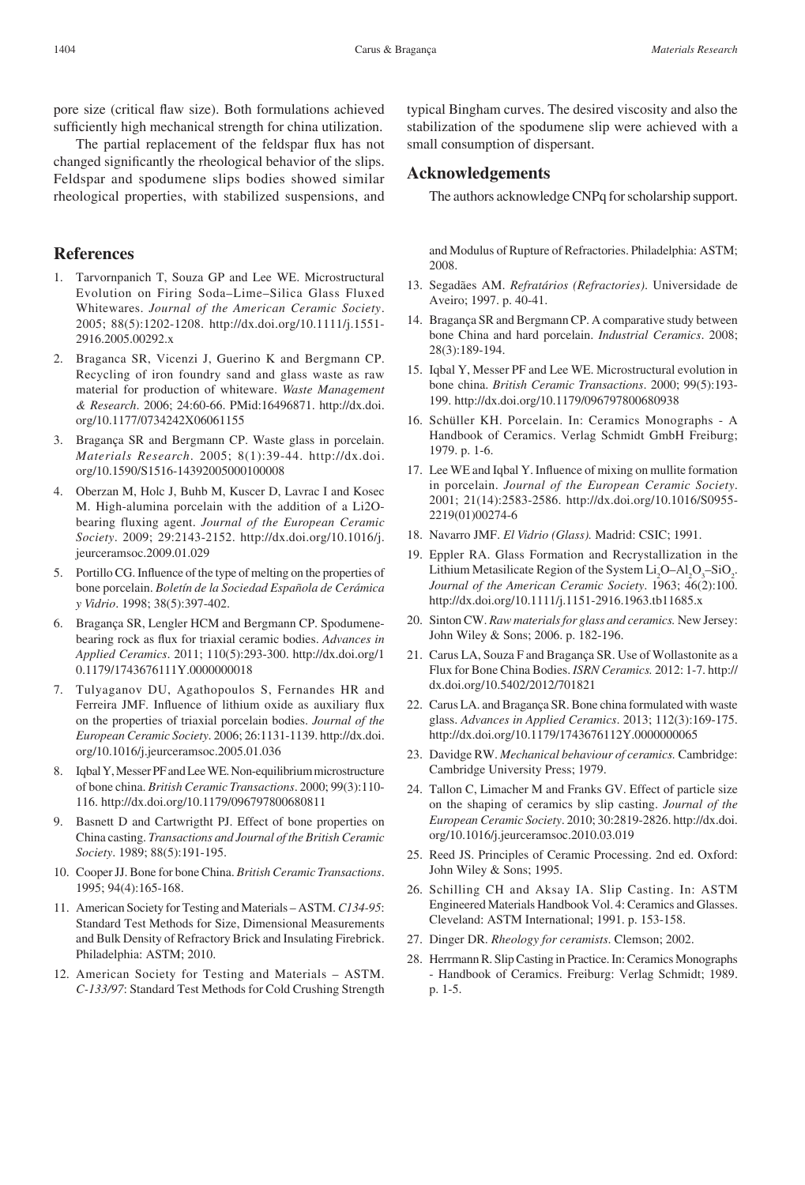pore size (critical flaw size). Both formulations achieved sufficiently high mechanical strength for china utilization.

The partial replacement of the feldspar flux has not changed significantly the rheological behavior of the slips. Feldspar and spodumene slips bodies showed similar rheological properties, with stabilized suspensions, and typical Bingham curves. The desired viscosity and also the stabilization of the spodumene slip were achieved with a small consumption of dispersant.

## Acknowledgements

The authors acknowledge CNPq for scholarship support.

## References

1. Tarvornpanich T, Souza GP and Lee WE. Microstructural Evolution on Firing Soda–Lime–Silica Glass Fluxed Whitewares. *Journal of the American Ceramic Society*. 2005; 88(5):1202-1208. http://dx.doi.org/10.1111/j.1551-2916.2005.00292.x
2. Braganca SR, Vicenzi J, Guerino K and Bergmann CP. Recycling of iron foundry sand and glass waste as raw material for production of whiteware. *Waste Management & Research*. 2006; 24:60-66. PMid:16496871. http://dx.doi.org/10.1177/0734242X06061155
3. Bragança SR and Bergmann CP. Waste glass in porcelain. *Materials Research*. 2005; 8(1):39-44. http://dx.doi.org/10.1590/S1516-14392005000100008
4. Oberzan M, Holc J, Buhb M, Kuscer D, Lavrac I and Kosec M. High-alumina porcelain with the addition of a Li2O-bearing fluxing agent. *Journal of the European Ceramic Society*. 2009; 29:2143-2152. http://dx.doi.org/10.1016/j.jeurceramsoc.2009.01.029
5. Portillo CG. Influence of the type of melting on the properties of bone porcelain. *Boletín de la Sociedad Española de Cerámica y Vidrio*. 1998; 38(5):397-402.
6. Bragança SR, Lengler HCM and Bergmann CP. Spodumene-bearing rock as flux for triaxial ceramic bodies. *Advances in Applied Ceramics*. 2011; 110(5):293-300. http://dx.doi.org/10.1179/1743676111Y.0000000018
7. Tulyaganov DU, Agathopoulos S, Fernandes HR and Ferreira JMF. Influence of lithium oxide as auxiliary flux on the properties of triaxial porcelain bodies. *Journal of the European Ceramic Society*. 2006; 26:1131-1139. http://dx.doi.org/10.1016/j.jeurceramsoc.2005.01.036
8. Iqbal Y, Messer PF and Lee WE. Non-equilibrium microstructure of bone china. *British Ceramic Transactions*. 2000; 99(3):110-116. http://dx.doi.org/10.1179/096797800680811
9. Basnett D and Cartwrigtht PJ. Effect of bone properties on China casting. *Transactions and Journal of the British Ceramic Society*. 1989; 88(5):191-195.
10. Cooper JJ. Bone for bone China. *British Ceramic Transactions*. 1995; 94(4):165-168.
11. American Society for Testing and Materials – ASTM. *C134-95*: Standard Test Methods for Size, Dimensional Measurements and Bulk Density of Refractory Brick and Insulating Firebrick. Philadelphia: ASTM; 2010.
12. American Society for Testing and Materials – ASTM. *C-133/97*: Standard Test Methods for Cold Crushing Strength and Modulus of Rupture of Refractories. Philadelphia: ASTM; 2008.
13. Segadães AM. *Refratários (Refractories)*. Universidade de Aveiro; 1997. p. 40-41.
14. Bragança SR and Bergmann CP. A comparative study between bone China and hard porcelain. *Industrial Ceramics*. 2008; 28(3):189-194.
15. Iqbal Y, Messer PF and Lee WE. Microstructural evolution in bone china. *British Ceramic Transactions*. 2000; 99(5):193-199. http://dx.doi.org/10.1179/096797800680938
16. Schüller KH. Porcelain. In: Ceramics Monographs - A Handbook of Ceramics. Verlag Schmidt GmbH Freiburg; 1979. p. 1-6.
17. Lee WE and Iqbal Y. Influence of mixing on mullite formation in porcelain. *Journal of the European Ceramic Society*. 2001; 21(14):2583-2586. http://dx.doi.org/10.1016/S0955-2219(01)00274-6
18. Navarro JMF. *El Vidrio (Glass)*. Madrid: CSIC; 1991.
19. Eppler RA. Glass Formation and Recrystallization in the Lithium Metasilicate Region of the System $Li_2O–Al_2O_3–SiO_2$. *Journal of the American Ceramic Society*. 1963; 46(2):100. http://dx.doi.org/10.1111/j.1151-2916.1963.tb11685.x
20. Sinton CW. *Raw materials for glass and ceramics.* New Jersey: John Wiley & Sons; 2006. p. 182-196.
21. Carus LA, Souza F and Bragança SR. Use of Wollastonite as a Flux for Bone China Bodies. *ISRN Ceramics.* 2012: 1-7. http://dx.doi.org/10.5402/2012/701821
22. Carus LA. and Bragança SR. Bone china formulated with waste glass. *Advances in Applied Ceramics*. 2013; 112(3):169-175. http://dx.doi.org/10.1179/1743676112Y.0000000065
23. Davidge RW. *Mechanical behaviour of ceramics.* Cambridge: Cambridge University Press; 1979.
24. Tallon C, Limacher M and Franks GV. Effect of particle size on the shaping of ceramics by slip casting. *Journal of the European Ceramic Society*. 2010; 30:2819-2826. http://dx.doi.org/10.1016/j.jeurceramsoc.2010.03.019
25. Reed JS. Principles of Ceramic Processing. 2nd ed. Oxford: John Wiley & Sons; 1995.
26. Schilling CH and Aksay IA. Slip Casting. In: ASTM Engineered Materials Handbook Vol. 4: Ceramics and Glasses. Cleveland: ASTM International; 1991. p. 153-158.
27. Dinger DR. *Rheology for ceramists*. Clemson; 2002.
28. Herrmann R. Slip Casting in Practice. In: Ceramics Monographs - Handbook of Ceramics. Freiburg: Verlag Schmidt; 1989. p. 1-5.